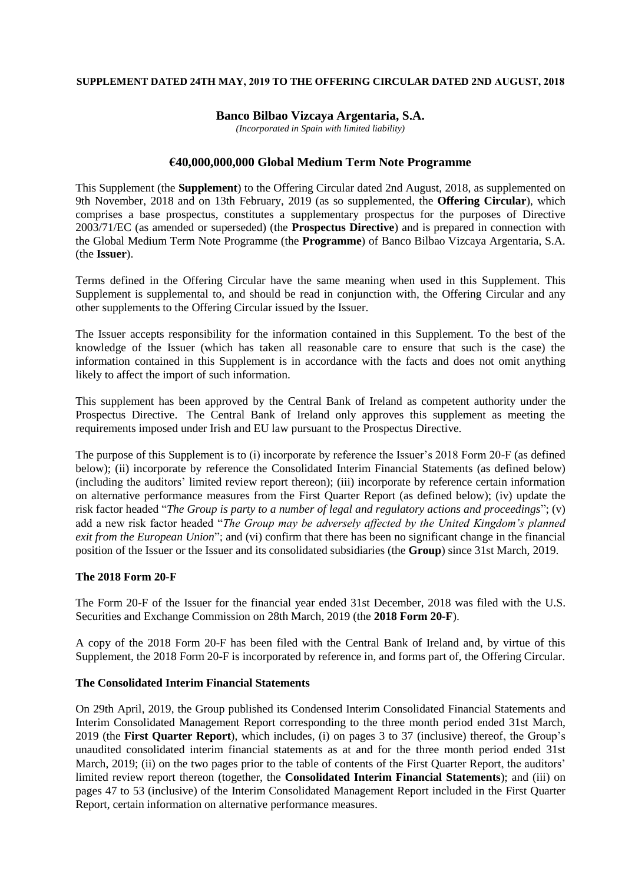**SUPPLEMENT DATED 24TH MAY, 2019 TO THE OFFERING CIRCULAR DATED 2ND AUGUST, 2018**

# Banco Bilbao Vizcaya Argentaria, S.A.

*(Incorporated in Spain with limited liability)*

## €40,000,000,000 Global Medium Term Note Programme

This Supplement (the **Supplement**) to the Offering Circular dated 2nd August, 2018, as supplemented on 9th November, 2018 and on 13th February, 2019 (as so supplemented, the **Offering Circular**), which comprises a base prospectus, constitutes a supplementary prospectus for the purposes of Directive 2003/71/EC (as amended or superseded) (the **Prospectus Directive**) and is prepared in connection with the Global Medium Term Note Programme (the **Programme**) of Banco Bilbao Vizcaya Argentaria, S.A. (the **Issuer**).

Terms defined in the Offering Circular have the same meaning when used in this Supplement. This Supplement is supplemental to, and should be read in conjunction with, the Offering Circular and any other supplements to the Offering Circular issued by the Issuer.

The Issuer accepts responsibility for the information contained in this Supplement. To the best of the knowledge of the Issuer (which has taken all reasonable care to ensure that such is the case) the information contained in this Supplement is in accordance with the facts and does not omit anything likely to affect the import of such information.

This supplement has been approved by the Central Bank of Ireland as competent authority under the Prospectus Directive. The Central Bank of Ireland only approves this supplement as meeting the requirements imposed under Irish and EU law pursuant to the Prospectus Directive.

The purpose of this Supplement is to (i) incorporate by reference the Issuer's 2018 Form 20-F (as defined below); (ii) incorporate by reference the Consolidated Interim Financial Statements (as defined below) (including the auditors' limited review report thereon); (iii) incorporate by reference certain information on alternative performance measures from the First Quarter Report (as defined below); (iv) update the risk factor headed "*The Group is party to a number of legal and regulatory actions and proceedings*"; (v) add a new risk factor headed "*The Group may be adversely affected by the United Kingdom's planned exit from the European Union*"; and (vi) confirm that there has been no significant change in the financial position of the Issuer or the Issuer and its consolidated subsidiaries (the **Group**) since 31st March, 2019.

### The 2018 Form 20-F

The Form 20-F of the Issuer for the financial year ended 31st December, 2018 was filed with the U.S. Securities and Exchange Commission on 28th March, 2019 (the **2018 Form 20-F**).

A copy of the 2018 Form 20-F has been filed with the Central Bank of Ireland and, by virtue of this Supplement, the 2018 Form 20-F is incorporated by reference in, and forms part of, the Offering Circular.

### The Consolidated Interim Financial Statements

On 29th April, 2019, the Group published its Condensed Interim Consolidated Financial Statements and Interim Consolidated Management Report corresponding to the three month period ended 31st March, 2019 (the **First Quarter Report**), which includes, (i) on pages 3 to 37 (inclusive) thereof, the Group's unaudited consolidated interim financial statements as at and for the three month period ended 31st March, 2019; (ii) on the two pages prior to the table of contents of the First Quarter Report, the auditors' limited review report thereon (together, the **Consolidated Interim Financial Statements**); and (iii) on pages 47 to 53 (inclusive) of the Interim Consolidated Management Report included in the First Quarter Report, certain information on alternative performance measures.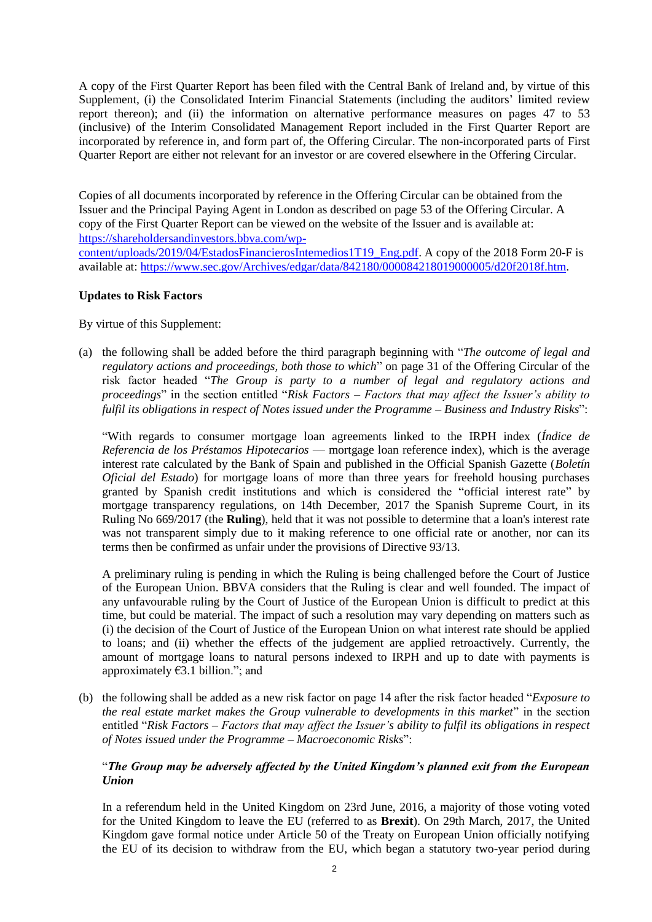A copy of the First Quarter Report has been filed with the Central Bank of Ireland and, by virtue of this Supplement, (i) the Consolidated Interim Financial Statements (including the auditors' limited review report thereon); and (ii) the information on alternative performance measures on pages 47 to 53 (inclusive) of the Interim Consolidated Management Report included in the First Quarter Report are incorporated by reference in, and form part of, the Offering Circular. The non-incorporated parts of First Quarter Report are either not relevant for an investor or are covered elsewhere in the Offering Circular.

Copies of all documents incorporated by reference in the Offering Circular can be obtained from the Issuer and the Principal Paying Agent in London as described on page 53 of the Offering Circular. A copy of the First Quarter Report can be viewed on the website of the Issuer and is available at: https://shareholdersandinvestors.bbva.com/wp-content/uploads/2019/04/EstadosFinancierosIntemedios1T19_Eng.pdf. A copy of the 2018 Form 20-F is available at: https://www.sec.gov/Archives/edgar/data/842180/000084218019000005/d20f2018f.htm.

**Updates to Risk Factors**

By virtue of this Supplement:

(a) the following shall be added before the third paragraph beginning with "*The outcome of legal and regulatory actions and proceedings, both those to which*" on page 31 of the Offering Circular of the risk factor headed "*The Group is party to a number of legal and regulatory actions and proceedings*" in the section entitled "*Risk Factors – Factors that may affect the Issuer's ability to fulfil its obligations in respect of Notes issued under the Programme – Business and Industry Risks*":

"With regards to consumer mortgage loan agreements linked to the IRPH index (*Índice de Referencia de los Préstamos Hipotecarios* — mortgage loan reference index), which is the average interest rate calculated by the Bank of Spain and published in the Official Spanish Gazette (*Boletín Oficial del Estado*) for mortgage loans of more than three years for freehold housing purchases granted by Spanish credit institutions and which is considered the "official interest rate" by mortgage transparency regulations, on 14th December, 2017 the Spanish Supreme Court, in its Ruling No 669/2017 (the **Ruling**), held that it was not possible to determine that a loan's interest rate was not transparent simply due to it making reference to one official rate or another, nor can its terms then be confirmed as unfair under the provisions of Directive 93/13.

A preliminary ruling is pending in which the Ruling is being challenged before the Court of Justice of the European Union. BBVA considers that the Ruling is clear and well founded. The impact of any unfavourable ruling by the Court of Justice of the European Union is difficult to predict at this time, but could be material. The impact of such a resolution may vary depending on matters such as (i) the decision of the Court of Justice of the European Union on what interest rate should be applied to loans; and (ii) whether the effects of the judgement are applied retroactively. Currently, the amount of mortgage loans to natural persons indexed to IRPH and up to date with payments is approximately €3.1 billion."; and

(b) the following shall be added as a new risk factor on page 14 after the risk factor headed "*Exposure to the real estate market makes the Group vulnerable to developments in this market*" in the section entitled "*Risk Factors – Factors that may affect the Issuer's ability to fulfil its obligations in respect of Notes issued under the Programme – Macroeconomic Risks*":

"***The Group may be adversely affected by the United Kingdom's planned exit from the European Union***

In a referendum held in the United Kingdom on 23rd June, 2016, a majority of those voting voted for the United Kingdom to leave the EU (referred to as **Brexit**). On 29th March, 2017, the United Kingdom gave formal notice under Article 50 of the Treaty on European Union officially notifying the EU of its decision to withdraw from the EU, which began a statutory two-year period during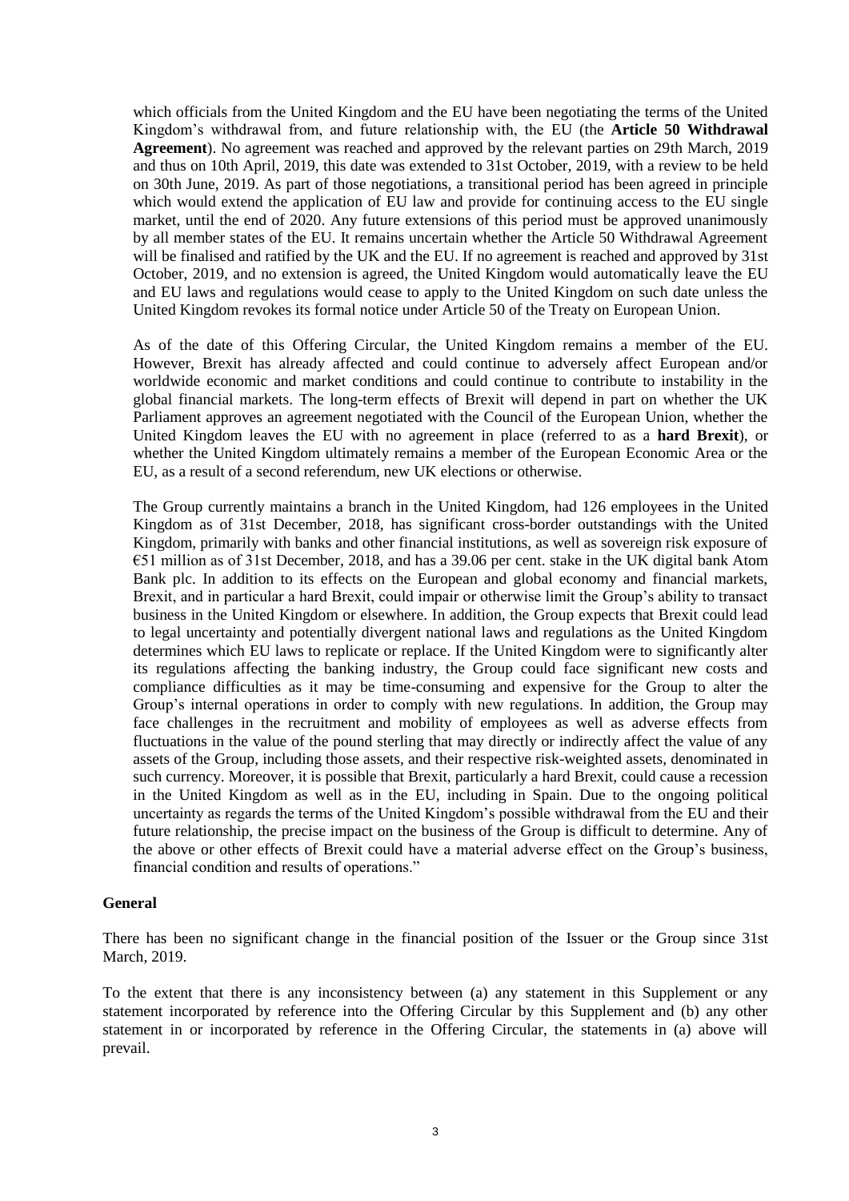which officials from the United Kingdom and the EU have been negotiating the terms of the United Kingdom's withdrawal from, and future relationship with, the EU (the **Article 50 Withdrawal Agreement**). No agreement was reached and approved by the relevant parties on 29th March, 2019 and thus on 10th April, 2019, this date was extended to 31st October, 2019, with a review to be held on 30th June, 2019. As part of those negotiations, a transitional period has been agreed in principle which would extend the application of EU law and provide for continuing access to the EU single market, until the end of 2020. Any future extensions of this period must be approved unanimously by all member states of the EU. It remains uncertain whether the Article 50 Withdrawal Agreement will be finalised and ratified by the UK and the EU. If no agreement is reached and approved by 31st October, 2019, and no extension is agreed, the United Kingdom would automatically leave the EU and EU laws and regulations would cease to apply to the United Kingdom on such date unless the United Kingdom revokes its formal notice under Article 50 of the Treaty on European Union.

As of the date of this Offering Circular, the United Kingdom remains a member of the EU. However, Brexit has already affected and could continue to adversely affect European and/or worldwide economic and market conditions and could continue to contribute to instability in the global financial markets. The long-term effects of Brexit will depend in part on whether the UK Parliament approves an agreement negotiated with the Council of the European Union, whether the United Kingdom leaves the EU with no agreement in place (referred to as a **hard Brexit**), or whether the United Kingdom ultimately remains a member of the European Economic Area or the EU, as a result of a second referendum, new UK elections or otherwise.

The Group currently maintains a branch in the United Kingdom, had 126 employees in the United Kingdom as of 31st December, 2018, has significant cross-border outstandings with the United Kingdom, primarily with banks and other financial institutions, as well as sovereign risk exposure of €51 million as of 31st December, 2018, and has a 39.06 per cent. stake in the UK digital bank Atom Bank plc. In addition to its effects on the European and global economy and financial markets, Brexit, and in particular a hard Brexit, could impair or otherwise limit the Group's ability to transact business in the United Kingdom or elsewhere. In addition, the Group expects that Brexit could lead to legal uncertainty and potentially divergent national laws and regulations as the United Kingdom determines which EU laws to replicate or replace. If the United Kingdom were to significantly alter its regulations affecting the banking industry, the Group could face significant new costs and compliance difficulties as it may be time-consuming and expensive for the Group to alter the Group's internal operations in order to comply with new regulations. In addition, the Group may face challenges in the recruitment and mobility of employees as well as adverse effects from fluctuations in the value of the pound sterling that may directly or indirectly affect the value of any assets of the Group, including those assets, and their respective risk-weighted assets, denominated in such currency. Moreover, it is possible that Brexit, particularly a hard Brexit, could cause a recession in the United Kingdom as well as in the EU, including in Spain. Due to the ongoing political uncertainty as regards the terms of the United Kingdom's possible withdrawal from the EU and their future relationship, the precise impact on the business of the Group is difficult to determine. Any of the above or other effects of Brexit could have a material adverse effect on the Group's business, financial condition and results of operations."

## General

There has been no significant change in the financial position of the Issuer or the Group since 31st March, 2019.

To the extent that there is any inconsistency between (a) any statement in this Supplement or any statement incorporated by reference into the Offering Circular by this Supplement and (b) any other statement in or incorporated by reference in the Offering Circular, the statements in (a) above will prevail.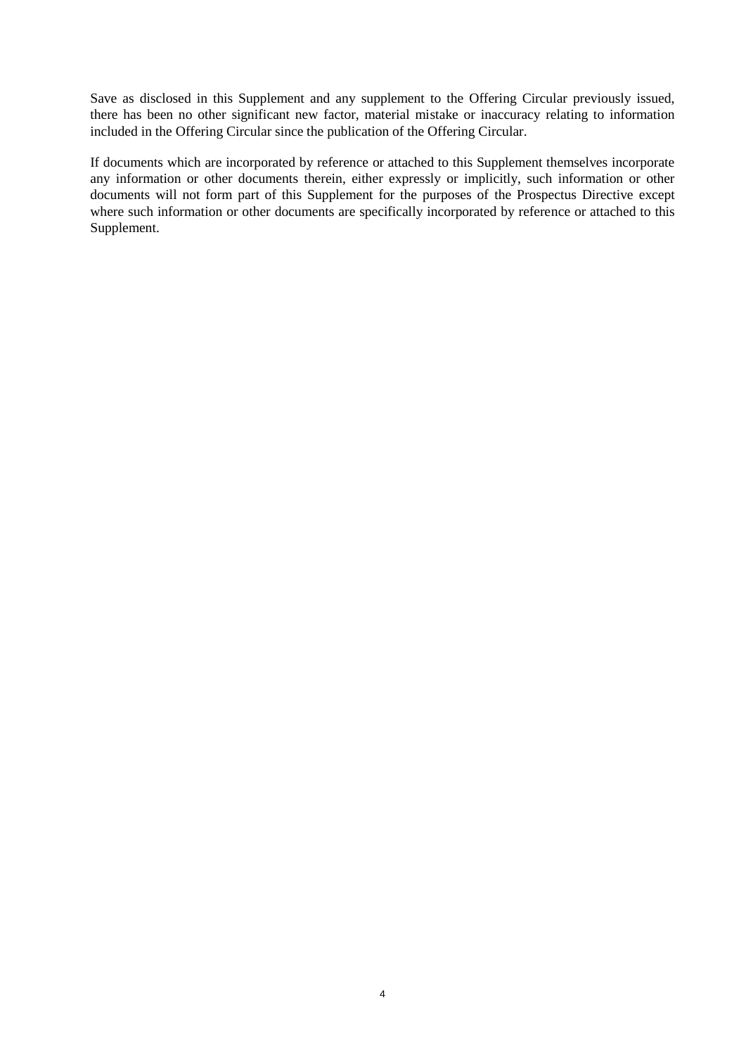Save as disclosed in this Supplement and any supplement to the Offering Circular previously issued, there has been no other significant new factor, material mistake or inaccuracy relating to information included in the Offering Circular since the publication of the Offering Circular.

If documents which are incorporated by reference or attached to this Supplement themselves incorporate any information or other documents therein, either expressly or implicitly, such information or other documents will not form part of this Supplement for the purposes of the Prospectus Directive except where such information or other documents are specifically incorporated by reference or attached to this Supplement.